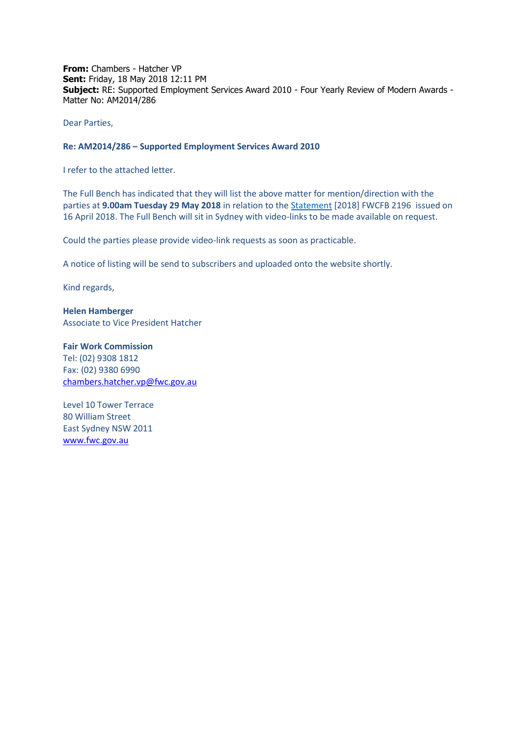**From:** Chambers - Hatcher VP
**Sent:** Friday, 18 May 2018 12:11 PM
**Subject:** RE: Supported Employment Services Award 2010 - Four Yearly Review of Modern Awards - Matter No: AM2014/286

Dear Parties,

**Re: AM2014/286 – Supported Employment Services Award 2010**

I refer to the attached letter.

The Full Bench has indicated that they will list the above matter for mention/direction with the parties at **9.00am Tuesday 29 May 2018** in relation to the Statement [2018] FWCFB 2196 issued on 16 April 2018. The Full Bench will sit in Sydney with video-links to be made available on request.

Could the parties please provide video-link requests as soon as practicable.

A notice of listing will be send to subscribers and uploaded onto the website shortly.

Kind regards,

**Helen Hamberger**
Associate to Vice President Hatcher

**Fair Work Commission**
Tel: (02) 9308 1812
Fax: (02) 9380 6990
chambers.hatcher.vp@fwc.gov.au

Level 10 Tower Terrace
80 William Street
East Sydney NSW 2011
www.fwc.gov.au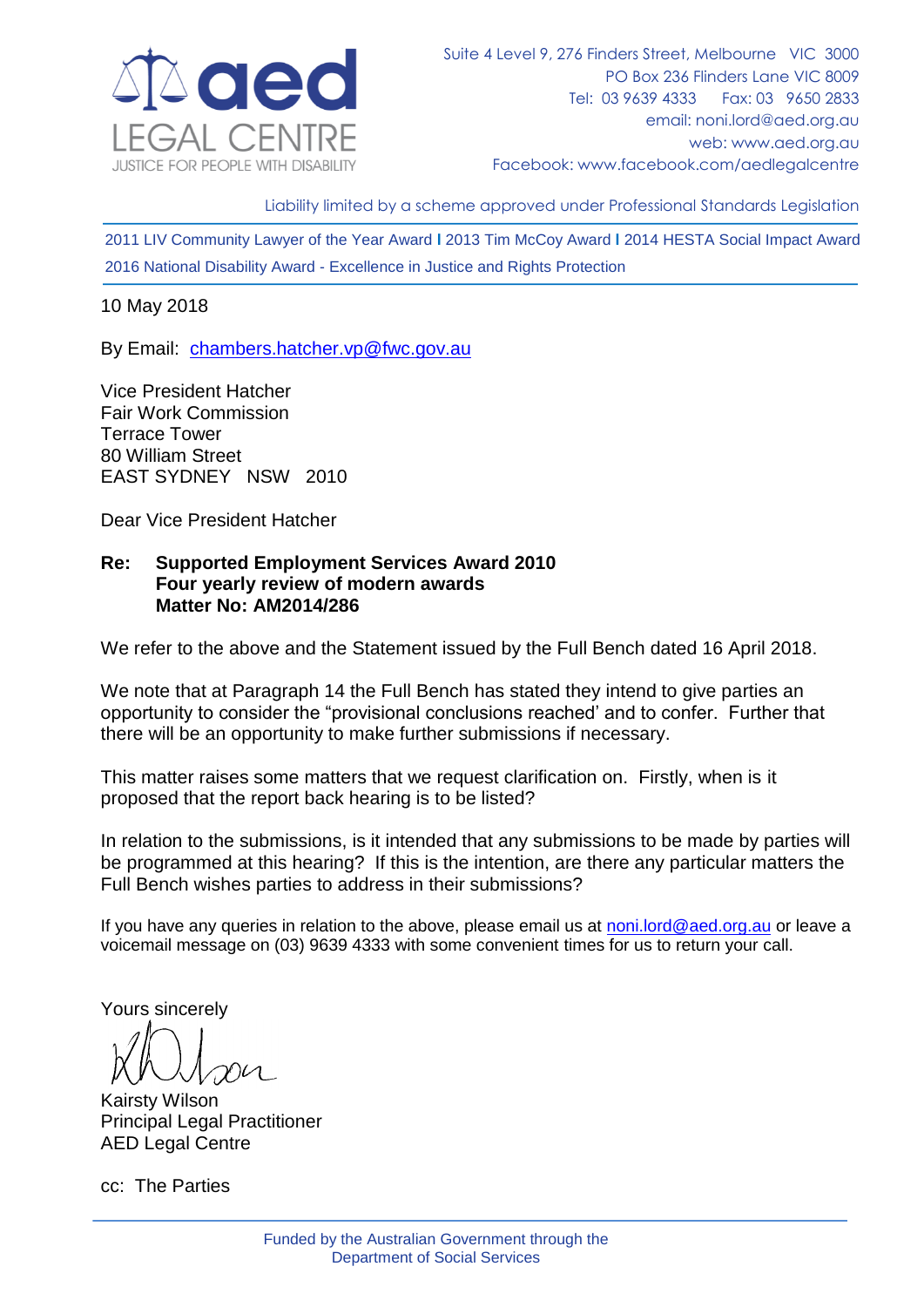**aed LEGAL CENTRE**
JUSTICE FOR PEOPLE WITH DISABILITY

Suite 4 Level 9, 276 Finders Street, Melbourne VIC 3000
PO Box 236 Flinders Lane VIC 8009
Tel: 03 9639 4333 Fax: 03 9650 2833
email: noni.lord@aed.org.au
web: www.aed.org.au
Facebook: www.facebook.com/aedlegalcentre

Liability limited by a scheme approved under Professional Standards Legislation

2011 LIV Community Lawyer of the Year Award | 2013 Tim McCoy Award | 2014 HESTA Social Impact Award
2016 National Disability Award - Excellence in Justice and Rights Protection

10 May 2018

By Email: chambers.hatcher.vp@fwc.gov.au

Vice President Hatcher
Fair Work Commission
Terrace Tower
80 William Street
EAST SYDNEY NSW 2010

Dear Vice President Hatcher

**Re: Supported Employment Services Award 2010**
**Four yearly review of modern awards**
**Matter No: AM2014/286**

We refer to the above and the Statement issued by the Full Bench dated 16 April 2018.

We note that at Paragraph 14 the Full Bench has stated they intend to give parties an opportunity to consider the "provisional conclusions reached' and to confer. Further that there will be an opportunity to make further submissions if necessary.

This matter raises some matters that we request clarification on. Firstly, when is it proposed that the report back hearing is to be listed?

In relation to the submissions, is it intended that any submissions to be made by parties will be programmed at this hearing? If this is the intention, are there any particular matters the Full Bench wishes parties to address in their submissions?

If you have any queries in relation to the above, please email us at noni.lord@aed.org.au or leave a voicemail message on (03) 9639 4333 with some convenient times for us to return your call.

Yours sincerely

Kairsty Wilson
Principal Legal Practitioner
AED Legal Centre

cc: The Parties

Funded by the Australian Government through the Department of Social Services